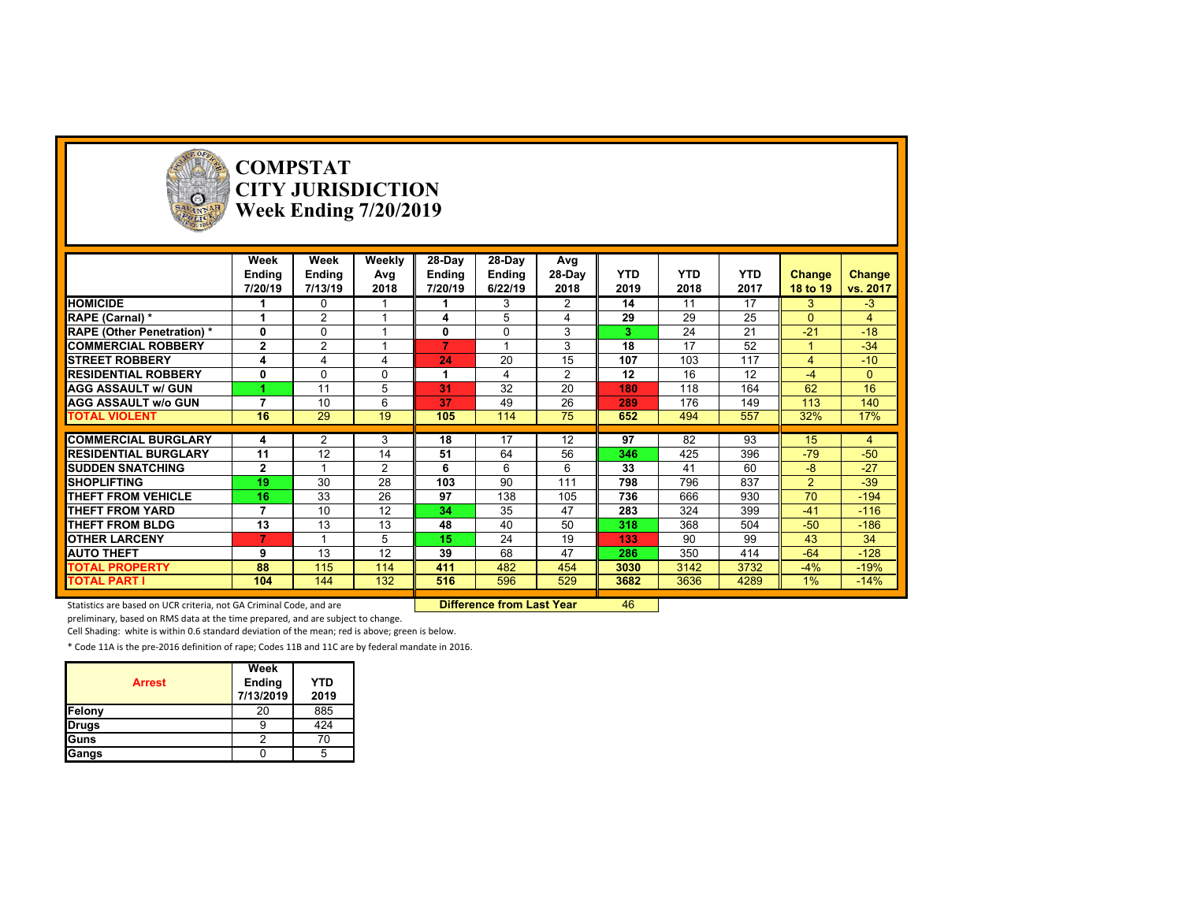# COMPSTAT
## CITY JURISDICTION
## Week Ending 7/20/2019

| | Week Ending 7/20/19 | Week Ending 7/13/19 | Weekly Avg 2018 | 28-Day Ending 7/20/19 | 28-Day Ending 6/22/19 | Avg 28-Day 2018 | YTD 2019 | YTD 2018 | YTD 2017 | Change 18 to 19 | Change vs. 2017 |
|---|---|---|---|---|---|---|---|---|---|---|---|
| **HOMICIDE** | 1 | 0 | 1 | 1 | 3 | 2 | 14 | 11 | 17 | 3 | -3 |
| **RAPE (Carnal) *** | 1 | 2 | 1 | 4 | 5 | 4 | 29 | 29 | 25 | 0 | 4 |
| **RAPE (Other Penetration) *** | 0 | 0 | 1 | 0 | 0 | 3 | 3 | 24 | 21 | -21 | -18 |
| **COMMERCIAL ROBBERY** | 2 | 2 | 1 | 7 | 1 | 3 | 18 | 17 | 52 | 1 | -34 |
| **STREET ROBBERY** | 4 | 4 | 4 | 24 | 20 | 15 | 107 | 103 | 117 | 4 | -10 |
| **RESIDENTIAL ROBBERY** | 0 | 0 | 0 | 1 | 4 | 2 | 12 | 16 | 12 | -4 | 0 |
| **AGG ASSAULT w/ GUN** | 1 | 11 | 5 | 31 | 32 | 20 | 180 | 118 | 164 | 62 | 16 |
| **AGG ASSAULT w/o GUN** | 7 | 10 | 6 | 37 | 49 | 26 | 289 | 176 | 149 | 113 | 140 |
| **TOTAL VIOLENT** | 16 | 29 | 19 | 105 | 114 | 75 | 652 | 494 | 557 | 32% | 17% |
| **COMMERCIAL BURGLARY** | 4 | 2 | 3 | 18 | 17 | 12 | 97 | 82 | 93 | 15 | 4 |
| **RESIDENTIAL BURGLARY** | 11 | 12 | 14 | 51 | 64 | 56 | 346 | 425 | 396 | -79 | -50 |
| **SUDDEN SNATCHING** | 2 | 1 | 2 | 6 | 6 | 6 | 33 | 41 | 60 | -8 | -27 |
| **SHOPLIFTING** | 19 | 30 | 28 | 103 | 90 | 111 | 798 | 796 | 837 | 2 | -39 |
| **THEFT FROM VEHICLE** | 16 | 33 | 26 | 97 | 138 | 105 | 736 | 666 | 930 | 70 | -194 |
| **THEFT FROM YARD** | 7 | 10 | 12 | 34 | 35 | 47 | 283 | 324 | 399 | -41 | -116 |
| **THEFT FROM BLDG** | 13 | 13 | 13 | 48 | 40 | 50 | 318 | 368 | 504 | -50 | -186 |
| **OTHER LARCENY** | 7 | 1 | 5 | 15 | 24 | 19 | 133 | 90 | 99 | 43 | 34 |
| **AUTO THEFT** | 9 | 13 | 12 | 39 | 68 | 47 | 286 | 350 | 414 | -64 | -128 |
| **TOTAL PROPERTY** | 88 | 115 | 114 | 411 | 482 | 454 | 3030 | 3142 | 3732 | -4% | -19% |
| **TOTAL PART I** | 104 | 144 | 132 | 516 | 596 | 529 | 3682 | 3636 | 4289 | 1% | -14% |

**Difference from Last Year**: 46

Statistics are based on UCR criteria, not GA Criminal Code, and are preliminary, based on RMS data at the time prepared, and are subject to change.

Cell Shading: white is within 0.6 standard deviation of the mean; red is above; green is below.

* Code 11A is the pre-2016 definition of rape; Codes 11B and 11C are by federal mandate in 2016.

| Arrest | Week Ending 7/13/2019 | YTD 2019 |
|---|---|---|
| Felony | 20 | 885 |
| Drugs | 9 | 424 |
| Guns | 2 | 70 |
| Gangs | 0 | 5 |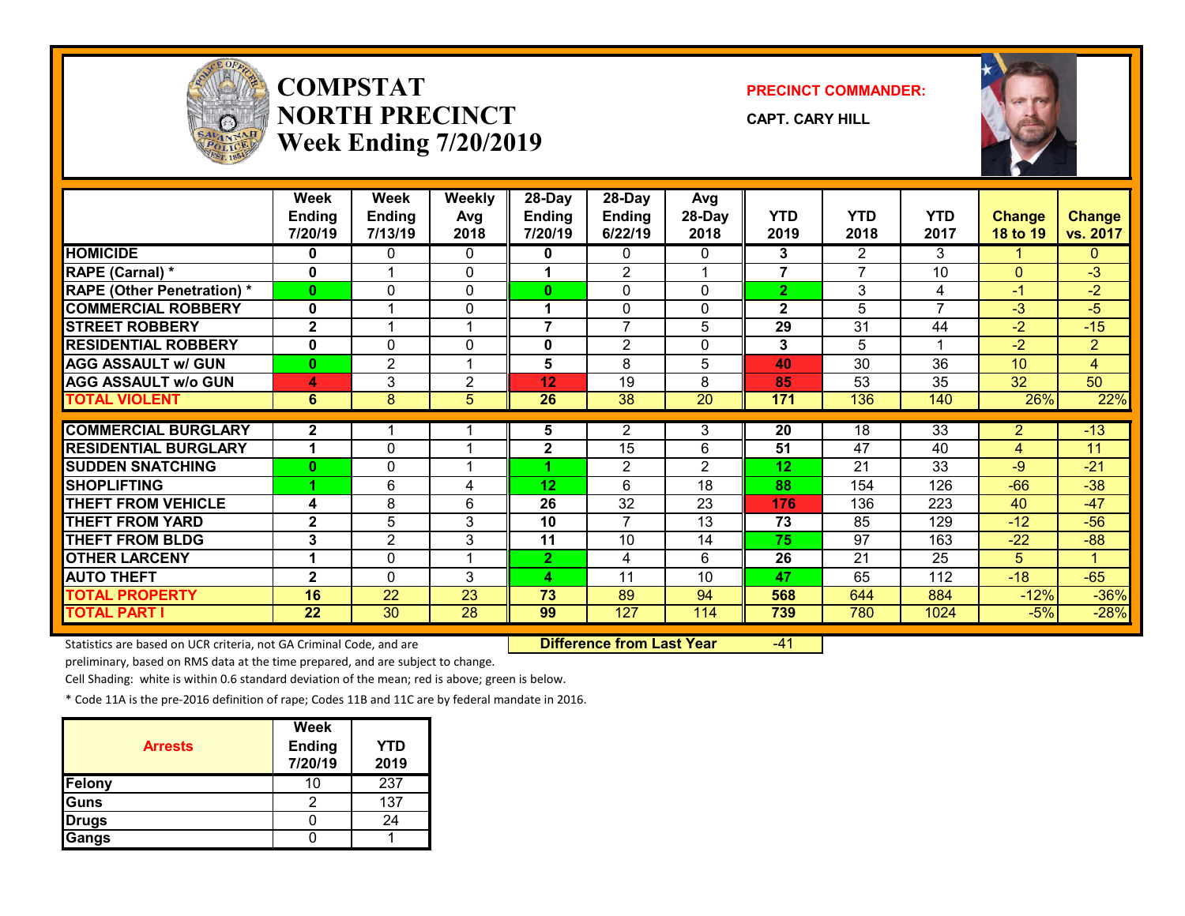# COMPSTAT
# NORTH PRECINCT
# Week Ending 7/20/2019

**PRECINCT COMMANDER:**

**CAPT. CARY HILL**

| | Week Ending 7/20/19 | Week Ending 7/13/19 | Weekly Avg 2018 | 28-Day Ending 7/20/19 | 28-Day Ending 6/22/19 | Avg 28-Day 2018 | YTD 2019 | YTD 2018 | YTD 2017 | Change 18 to 19 | Change vs. 2017 |
|---|---|---|---|---|---|---|---|---|---|---|---|
| HOMICIDE | 0 | 0 | 0 | 0 | 0 | 0 | 3 | 2 | 3 | 1 | 0 |
| RAPE (Carnal) * | 0 | 1 | 0 | 1 | 2 | 1 | 7 | 7 | 10 | 0 | -3 |
| RAPE (Other Penetration) * | 0 | 0 | 0 | 0 | 0 | 0 | 2 | 3 | 4 | -1 | -2 |
| COMMERCIAL ROBBERY | 0 | 1 | 0 | 1 | 0 | 0 | 2 | 5 | 7 | -3 | -5 |
| STREET ROBBERY | 2 | 1 | 1 | 7 | 7 | 5 | 29 | 31 | 44 | -2 | -15 |
| RESIDENTIAL ROBBERY | 0 | 0 | 0 | 0 | 2 | 0 | 3 | 5 | 1 | -2 | 2 |
| AGG ASSAULT w/ GUN | 0 | 2 | 1 | 5 | 8 | 5 | 40 | 30 | 36 | 10 | 4 |
| AGG ASSAULT w/o GUN | 4 | 3 | 2 | 12 | 19 | 8 | 85 | 53 | 35 | 32 | 50 |
| TOTAL VIOLENT | 6 | 8 | 5 | 26 | 38 | 20 | 171 | 136 | 140 | 26% | 22% |
| COMMERCIAL BURGLARY | 2 | 1 | 1 | 5 | 2 | 3 | 20 | 18 | 33 | 2 | -13 |
| RESIDENTIAL BURGLARY | 1 | 0 | 1 | 2 | 15 | 6 | 51 | 47 | 40 | 4 | 11 |
| SUDDEN SNATCHING | 0 | 0 | 1 | 1 | 2 | 2 | 12 | 21 | 33 | -9 | -21 |
| SHOPLIFTING | 1 | 6 | 4 | 12 | 6 | 18 | 88 | 154 | 126 | -66 | -38 |
| THEFT FROM VEHICLE | 4 | 8 | 6 | 26 | 32 | 23 | 176 | 136 | 223 | 40 | -47 |
| THEFT FROM YARD | 2 | 5 | 3 | 10 | 7 | 13 | 73 | 85 | 129 | -12 | -56 |
| THEFT FROM BLDG | 3 | 2 | 3 | 11 | 10 | 14 | 75 | 97 | 163 | -22 | -88 |
| OTHER LARCENY | 1 | 0 | 1 | 2 | 4 | 6 | 26 | 21 | 25 | 5 | 1 |
| AUTO THEFT | 2 | 0 | 3 | 4 | 11 | 10 | 47 | 65 | 112 | -18 | -65 |
| TOTAL PROPERTY | 16 | 22 | 23 | 73 | 89 | 94 | 568 | 644 | 884 | -12% | -36% |
| TOTAL PART I | 22 | 30 | 28 | 99 | 127 | 114 | 739 | 780 | 1024 | -5% | -28% |

**Difference from Last Year** -41

Statistics are based on UCR criteria, not GA Criminal Code, and are preliminary, based on RMS data at the time prepared, and are subject to change.

Cell Shading: white is within 0.6 standard deviation of the mean; red is above; green is below.

* Code 11A is the pre-2016 definition of rape; Codes 11B and 11C are by federal mandate in 2016.

| Arrests | Week Ending 7/20/19 | YTD 2019 |
|---|---|---|
| Felony | 10 | 237 |
| Guns | 2 | 137 |
| Drugs | 0 | 24 |
| Gangs | 0 | 1 |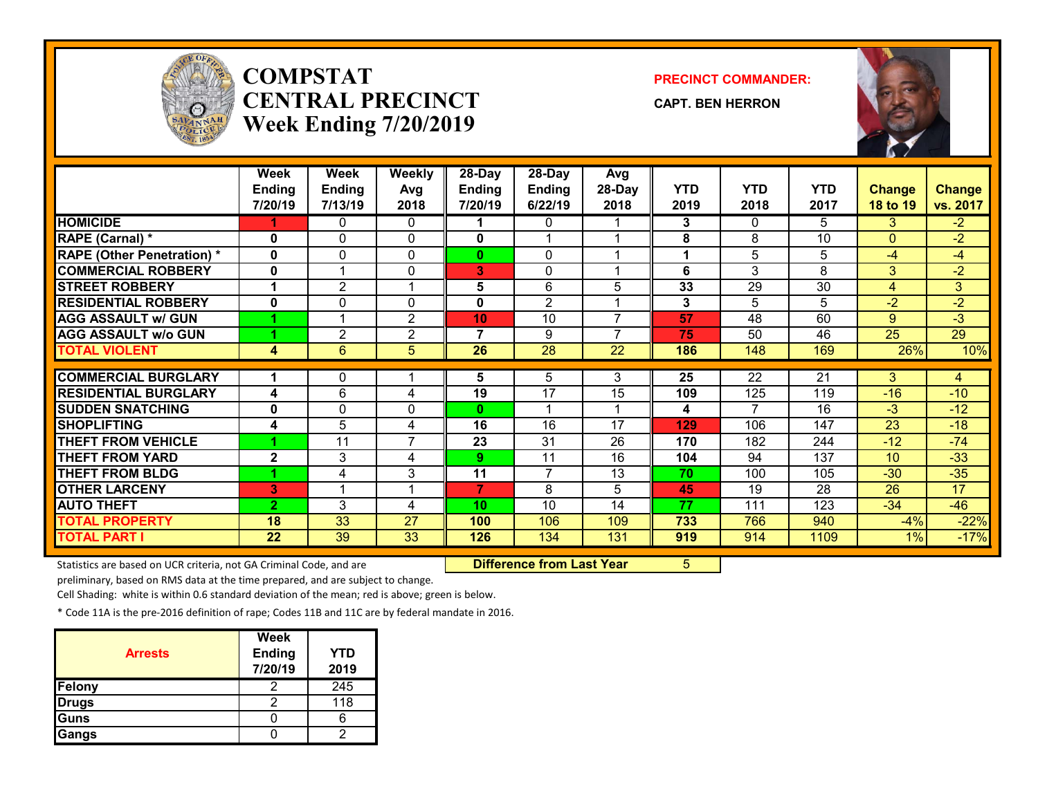# COMPSTAT
# CENTRAL PRECINCT
# Week Ending 7/20/2019

**PRECINCT COMMANDER:**

**CAPT. BEN HERRON**

| | Week Ending 7/20/19 | Week Ending 7/13/19 | Weekly Avg 2018 | 28-Day Ending 7/20/19 | 28-Day Ending 6/22/19 | Avg 28-Day 2018 | YTD 2019 | YTD 2018 | YTD 2017 | Change 18 to 19 | Change vs. 2017 |
|---|---|---|---|---|---|---|---|---|---|---|---|
| HOMICIDE | 1 | 0 | 0 | 1 | 0 | 1 | 3 | 0 | 5 | 3 | -2 |
| RAPE (Carnal) * | 0 | 0 | 0 | 0 | 1 | 1 | 8 | 8 | 10 | 0 | -2 |
| RAPE (Other Penetration) * | 0 | 0 | 0 | 0 | 0 | 1 | 1 | 5 | 5 | -4 | -4 |
| COMMERCIAL ROBBERY | 0 | 1 | 0 | 3 | 0 | 1 | 6 | 3 | 8 | 3 | -2 |
| STREET ROBBERY | 1 | 2 | 1 | 5 | 6 | 5 | 33 | 29 | 30 | 4 | 3 |
| RESIDENTIAL ROBBERY | 0 | 0 | 0 | 0 | 2 | 1 | 3 | 5 | 5 | -2 | -2 |
| AGG ASSAULT w/ GUN | 1 | 1 | 2 | 10 | 10 | 7 | 57 | 48 | 60 | 9 | -3 |
| AGG ASSAULT w/o GUN | 1 | 2 | 2 | 7 | 9 | 7 | 75 | 50 | 46 | 25 | 29 |
| TOTAL VIOLENT | 4 | 6 | 5 | 26 | 28 | 22 | 186 | 148 | 169 | 26% | 10% |
| COMMERCIAL BURGLARY | 1 | 0 | 1 | 5 | 5 | 3 | 25 | 22 | 21 | 3 | 4 |
| RESIDENTIAL BURGLARY | 4 | 6 | 4 | 19 | 17 | 15 | 109 | 125 | 119 | -16 | -10 |
| SUDDEN SNATCHING | 0 | 0 | 0 | 0 | 1 | 1 | 4 | 7 | 16 | -3 | -12 |
| SHOPLIFTING | 4 | 5 | 4 | 16 | 16 | 17 | 129 | 106 | 147 | 23 | -18 |
| THEFT FROM VEHICLE | 1 | 11 | 7 | 23 | 31 | 26 | 170 | 182 | 244 | -12 | -74 |
| THEFT FROM YARD | 2 | 3 | 4 | 9 | 11 | 16 | 104 | 94 | 137 | 10 | -33 |
| THEFT FROM BLDG | 1 | 4 | 3 | 11 | 7 | 13 | 70 | 100 | 105 | -30 | -35 |
| OTHER LARCENY | 3 | 1 | 1 | 7 | 8 | 5 | 45 | 19 | 28 | 26 | 17 |
| AUTO THEFT | 2 | 3 | 4 | 10 | 10 | 14 | 77 | 111 | 123 | -34 | -46 |
| TOTAL PROPERTY | 18 | 33 | 27 | 100 | 106 | 109 | 733 | 766 | 940 | -4% | -22% |
| TOTAL PART I | 22 | 39 | 33 | 126 | 134 | 131 | 919 | 914 | 1109 | 1% | -17% |

Statistics are based on UCR criteria, not GA Criminal Code, and are preliminary, based on RMS data at the time prepared, and are subject to change.

**Difference from Last Year** 5

Cell Shading: white is within 0.6 standard deviation of the mean; red is above; green is below.

* Code 11A is the pre-2016 definition of rape; Codes 11B and 11C are by federal mandate in 2016.

| Arrests | Week Ending 7/20/19 | YTD 2019 |
|---|---|---|
| Felony | 2 | 245 |
| Drugs | 2 | 118 |
| Guns | 0 | 6 |
| Gangs | 0 | 2 |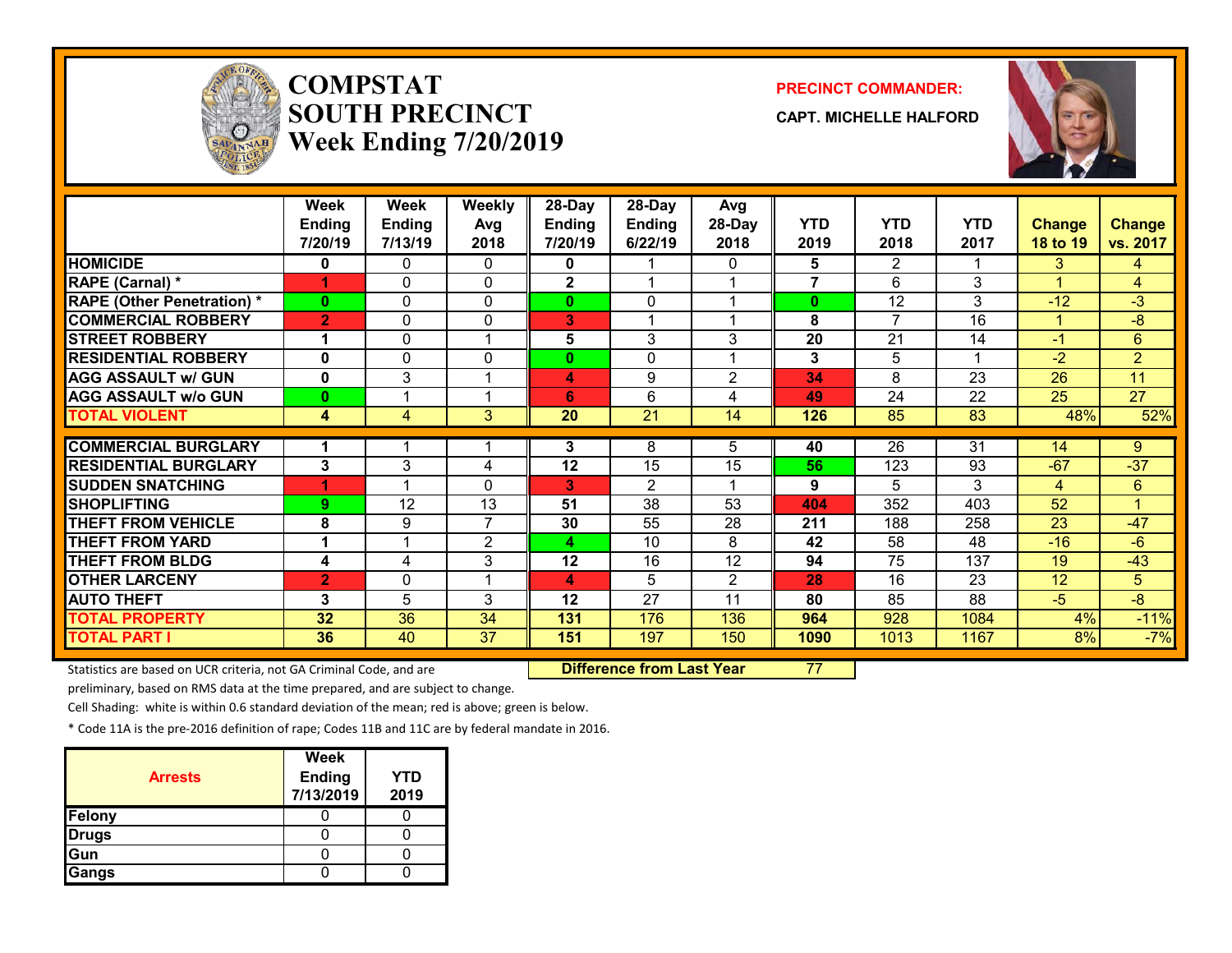# COMPSTAT SOUTH PRECINCT Week Ending 7/20/2019

**PRECINCT COMMANDER:**

**CAPT. MICHELLE HALFORD**

| | Week Ending 7/20/19 | Week Ending 7/13/19 | Weekly Avg 2018 | 28-Day Ending 7/20/19 | 28-Day Ending 6/22/19 | Avg 28-Day 2018 | YTD 2019 | YTD 2018 | YTD 2017 | Change 18 to 19 | Change vs. 2017 |
|---|---|---|---|---|---|---|---|---|---|---|---|
| HOMICIDE | 0 | 0 | 0 | 0 | 1 | 0 | 5 | 2 | 1 | 3 | 4 |
| RAPE (Carnal) * | 1 | 0 | 0 | 2 | 1 | 1 | 7 | 6 | 3 | 1 | 4 |
| RAPE (Other Penetration) * | 0 | 0 | 0 | 0 | 0 | 1 | 0 | 12 | 3 | -12 | -3 |
| COMMERCIAL ROBBERY | 2 | 0 | 0 | 3 | 1 | 1 | 8 | 7 | 16 | 1 | -8 |
| STREET ROBBERY | 1 | 0 | 1 | 5 | 3 | 3 | 20 | 21 | 14 | -1 | 6 |
| RESIDENTIAL ROBBERY | 0 | 0 | 0 | 0 | 0 | 1 | 3 | 5 | 1 | -2 | 2 |
| AGG ASSAULT w/ GUN | 0 | 3 | 1 | 4 | 9 | 2 | 34 | 8 | 23 | 26 | 11 |
| AGG ASSAULT w/o GUN | 0 | 1 | 1 | 6 | 6 | 4 | 49 | 24 | 22 | 25 | 27 |
| TOTAL VIOLENT | 4 | 4 | 3 | 20 | 21 | 14 | 126 | 85 | 83 | 48% | 52% |
| COMMERCIAL BURGLARY | 1 | 1 | 1 | 3 | 8 | 5 | 40 | 26 | 31 | 14 | 9 |
| RESIDENTIAL BURGLARY | 3 | 3 | 4 | 12 | 15 | 15 | 56 | 123 | 93 | -67 | -37 |
| SUDDEN SNATCHING | 1 | 1 | 0 | 3 | 2 | 1 | 9 | 5 | 3 | 4 | 6 |
| SHOPLIFTING | 9 | 12 | 13 | 51 | 38 | 53 | 404 | 352 | 403 | 52 | 1 |
| THEFT FROM VEHICLE | 8 | 9 | 7 | 30 | 55 | 28 | 211 | 188 | 258 | 23 | -47 |
| THEFT FROM YARD | 1 | 1 | 2 | 4 | 10 | 8 | 42 | 58 | 48 | -16 | -6 |
| THEFT FROM BLDG | 4 | 4 | 3 | 12 | 16 | 12 | 94 | 75 | 137 | 19 | -43 |
| OTHER LARCENY | 2 | 0 | 1 | 4 | 5 | 2 | 28 | 16 | 23 | 12 | 5 |
| AUTO THEFT | 3 | 5 | 3 | 12 | 27 | 11 | 80 | 85 | 88 | -5 | -8 |
| TOTAL PROPERTY | 32 | 36 | 34 | 131 | 176 | 136 | 964 | 928 | 1084 | 4% | -11% |
| TOTAL PART I | 36 | 40 | 37 | 151 | 197 | 150 | 1090 | 1013 | 1167 | 8% | -7% |

**Difference from Last Year** 77

Statistics are based on UCR criteria, not GA Criminal Code, and are preliminary, based on RMS data at the time prepared, and are subject to change.

Cell Shading: white is within 0.6 standard deviation of the mean; red is above; green is below.

* Code 11A is the pre-2016 definition of rape; Codes 11B and 11C are by federal mandate in 2016.

| Arrests | Week Ending 7/13/2019 | YTD 2019 |
|---|---|---|
| Felony | 0 | 0 |
| Drugs | 0 | 0 |
| Gun | 0 | 0 |
| Gangs | 0 | 0 |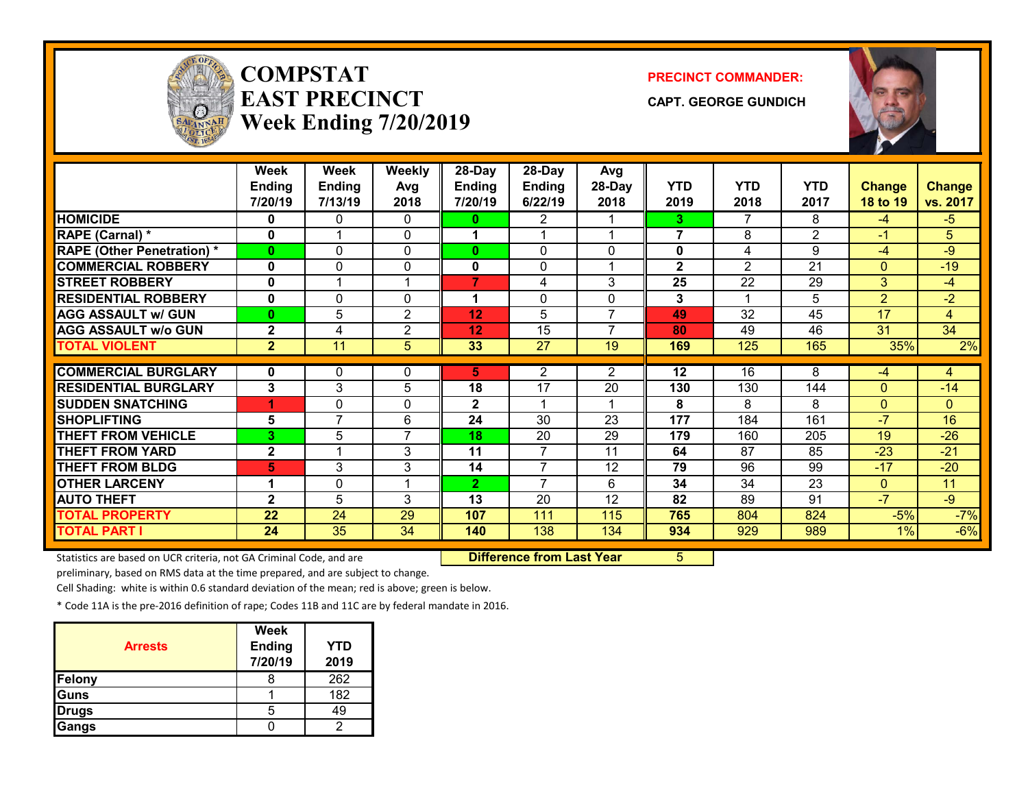# COMPSTAT
# EAST PRECINCT
# Week Ending 7/20/2019

**PRECINCT COMMANDER:**

**CAPT. GEORGE GUNDICH**

| | Week Ending 7/20/19 | Week Ending 7/13/19 | Weekly Avg 2018 | 28-Day Ending 7/20/19 | 28-Day Ending 6/22/19 | Avg 28-Day 2018 | YTD 2019 | YTD 2018 | YTD 2017 | Change 18 to 19 | Change vs. 2017 |
|---|---|---|---|---|---|---|---|---|---|---|---|
| HOMICIDE | 0 | 0 | 0 | 0 | 2 | 1 | 3 | 7 | 8 | -4 | -5 |
| RAPE (Carnal) * | 0 | 1 | 0 | 1 | 1 | 1 | 7 | 8 | 2 | -1 | 5 |
| RAPE (Other Penetration) * | 0 | 0 | 0 | 0 | 0 | 0 | 0 | 4 | 9 | -4 | -9 |
| COMMERCIAL ROBBERY | 0 | 0 | 0 | 0 | 0 | 1 | 2 | 2 | 21 | 0 | -19 |
| STREET ROBBERY | 0 | 1 | 1 | 7 | 4 | 3 | 25 | 22 | 29 | 3 | -4 |
| RESIDENTIAL ROBBERY | 0 | 0 | 0 | 1 | 0 | 0 | 3 | 1 | 5 | 2 | -2 |
| AGG ASSAULT w/ GUN | 0 | 5 | 2 | 12 | 5 | 7 | 49 | 32 | 45 | 17 | 4 |
| AGG ASSAULT w/o GUN | 2 | 4 | 2 | 12 | 15 | 7 | 80 | 49 | 46 | 31 | 34 |
| TOTAL VIOLENT | 2 | 11 | 5 | 33 | 27 | 19 | 169 | 125 | 165 | 35% | 2% |
| COMMERCIAL BURGLARY | 0 | 0 | 0 | 5 | 2 | 2 | 12 | 16 | 8 | -4 | 4 |
| RESIDENTIAL BURGLARY | 3 | 3 | 5 | 18 | 17 | 20 | 130 | 130 | 144 | 0 | -14 |
| SUDDEN SNATCHING | 1 | 0 | 0 | 2 | 1 | 1 | 8 | 8 | 8 | 0 | 0 |
| SHOPLIFTING | 5 | 7 | 6 | 24 | 30 | 23 | 177 | 184 | 161 | -7 | 16 |
| THEFT FROM VEHICLE | 3 | 5 | 7 | 18 | 20 | 29 | 179 | 160 | 205 | 19 | -26 |
| THEFT FROM YARD | 2 | 1 | 3 | 11 | 7 | 11 | 64 | 87 | 85 | -23 | -21 |
| THEFT FROM BLDG | 5 | 3 | 3 | 14 | 7 | 12 | 79 | 96 | 99 | -17 | -20 |
| OTHER LARCENY | 1 | 0 | 1 | 2 | 7 | 6 | 34 | 34 | 23 | 0 | 11 |
| AUTO THEFT | 2 | 5 | 3 | 13 | 20 | 12 | 82 | 89 | 91 | -7 | -9 |
| TOTAL PROPERTY | 22 | 24 | 29 | 107 | 111 | 115 | 765 | 804 | 824 | -5% | -7% |
| TOTAL PART I | 24 | 35 | 34 | 140 | 138 | 134 | 934 | 929 | 989 | 1% | -6% |

**Difference from Last Year** 5

Statistics are based on UCR criteria, not GA Criminal Code, and are preliminary, based on RMS data at the time prepared, and are subject to change.

Cell Shading: white is within 0.6 standard deviation of the mean; red is above; green is below.

\* Code 11A is the pre-2016 definition of rape; Codes 11B and 11C are by federal mandate in 2016.

| Arrests | Week Ending 7/20/19 | YTD 2019 |
|---|---|---|
| Felony | 8 | 262 |
| Guns | 1 | 182 |
| Drugs | 5 | 49 |
| Gangs | 0 | 2 |